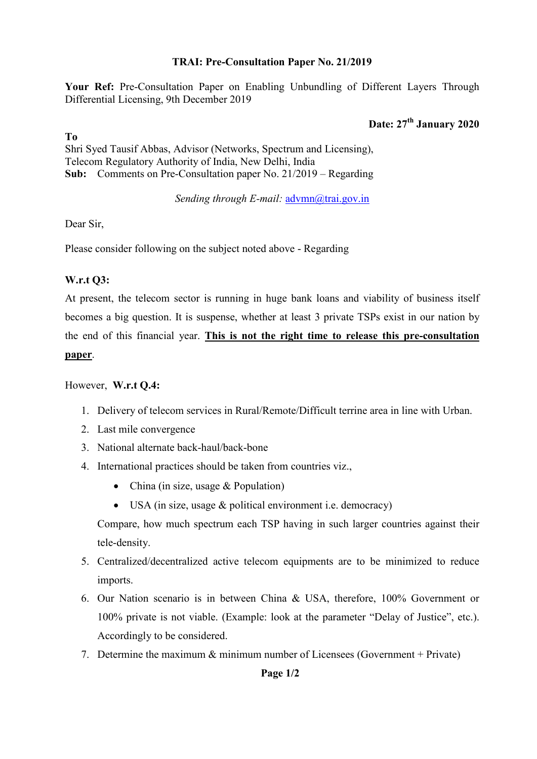**TRAI: Pre-Consultation Paper No. 21/2019**

**Your Ref:** Pre-Consultation Paper on Enabling Unbundling of Different Layers Through Differential Licensing, 9th December 2019

**Date: 27th January 2020**

**To**
Shri Syed Tausif Abbas, Advisor (Networks, Spectrum and Licensing),
Telecom Regulatory Authority of India, New Delhi, India
**Sub:** Comments on Pre-Consultation paper No. 21/2019 – Regarding

*Sending through E-mail:* advmn@trai.gov.in

Dear Sir,

Please consider following on the subject noted above - Regarding

**W.r.t Q3:**

At present, the telecom sector is running in huge bank loans and viability of business itself becomes a big question. It is suspense, whether at least 3 private TSPs exist in our nation by the end of this financial year. **This is not the right time to release this pre-consultation paper**.

However, **W.r.t Q.4:**

1. Delivery of telecom services in Rural/Remote/Difficult terrine area in line with Urban.
2. Last mile convergence
3. National alternate back-haul/back-bone
4. International practices should be taken from countries viz.,
   - China (in size, usage & Population)
   - USA (in size, usage & political environment i.e. democracy)

   Compare, how much spectrum each TSP having in such larger countries against their tele-density.
5. Centralized/decentralized active telecom equipments are to be minimized to reduce imports.
6. Our Nation scenario is in between China & USA, therefore, 100% Government or 100% private is not viable. (Example: look at the parameter "Delay of Justice", etc.). Accordingly to be considered.
7. Determine the maximum & minimum number of Licensees (Government + Private)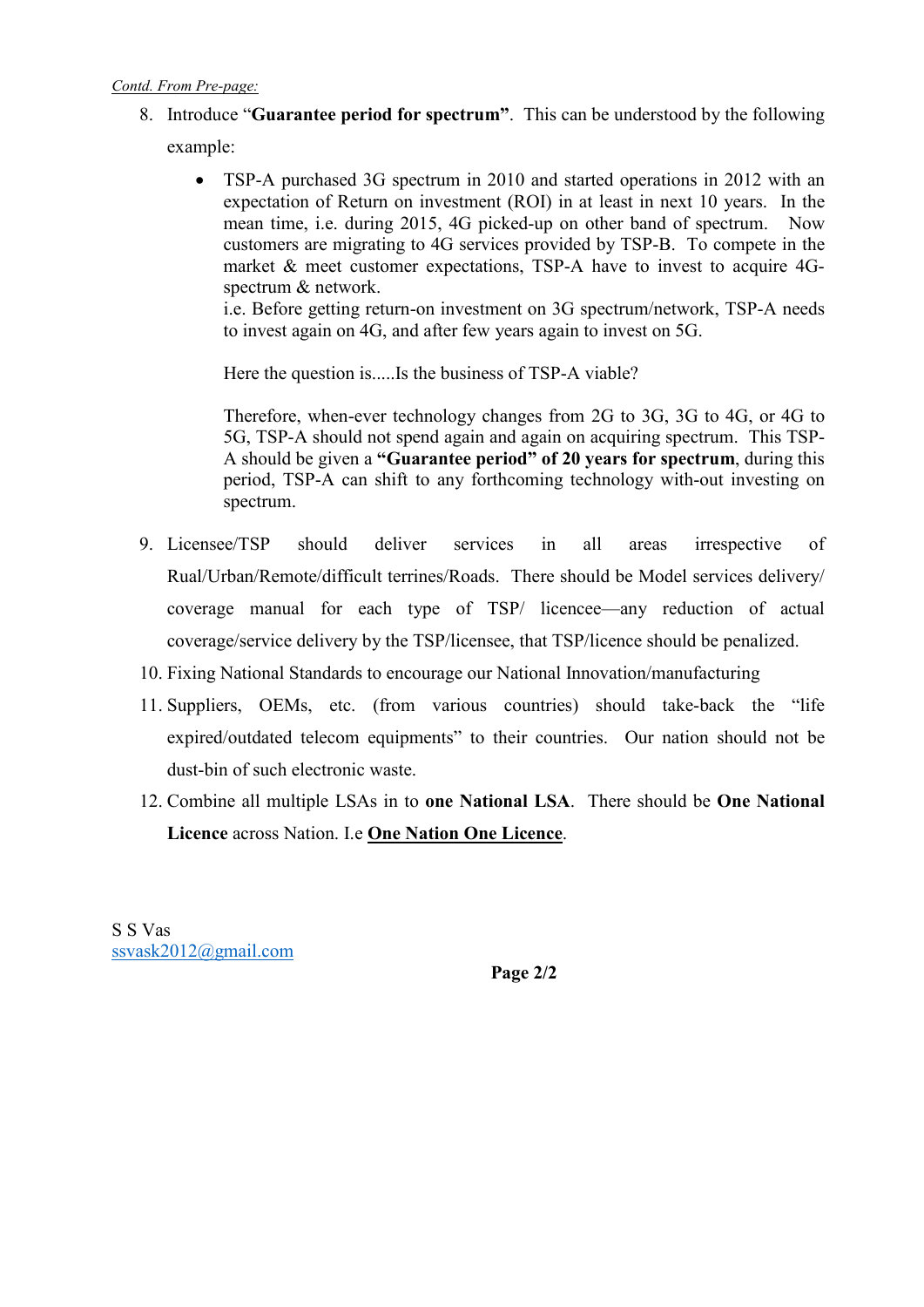*Contd. From Pre-page:*

8. Introduce "**Guarantee period for spectrum**". This can be understood by the following example:

    - TSP-A purchased 3G spectrum in 2010 and started operations in 2012 with an expectation of Return on investment (ROI) in at least in next 10 years. In the mean time, i.e. during 2015, 4G picked-up on other band of spectrum. Now customers are migrating to 4G services provided by TSP-B. To compete in the market & meet customer expectations, TSP-A have to invest to acquire 4G-spectrum & network.
      i.e. Before getting return-on investment on 3G spectrum/network, TSP-A needs to invest again on 4G, and after few years again to invest on 5G.

      Here the question is.....Is the business of TSP-A viable?

      Therefore, when-ever technology changes from 2G to 3G, 3G to 4G, or 4G to 5G, TSP-A should not spend again and again on acquiring spectrum. This TSP-A should be given a **"Guarantee period" of 20 years for spectrum**, during this period, TSP-A can shift to any forthcoming technology with-out investing on spectrum.

9. Licensee/TSP should deliver services in all areas irrespective of Rual/Urban/Remote/difficult terrines/Roads. There should be Model services delivery/ coverage manual for each type of TSP/ licencee—any reduction of actual coverage/service delivery by the TSP/licensee, that TSP/licence should be penalized.
10. Fixing National Standards to encourage our National Innovation/manufacturing
11. Suppliers, OEMs, etc. (from various countries) should take-back the "life expired/outdated telecom equipments" to their countries. Our nation should not be dust-bin of such electronic waste.
12. Combine all multiple LSAs in to **one National LSA**. There should be **One National Licence** across Nation. I.e **One Nation One Licence**.

S S Vas
ssvask2012@gmail.com